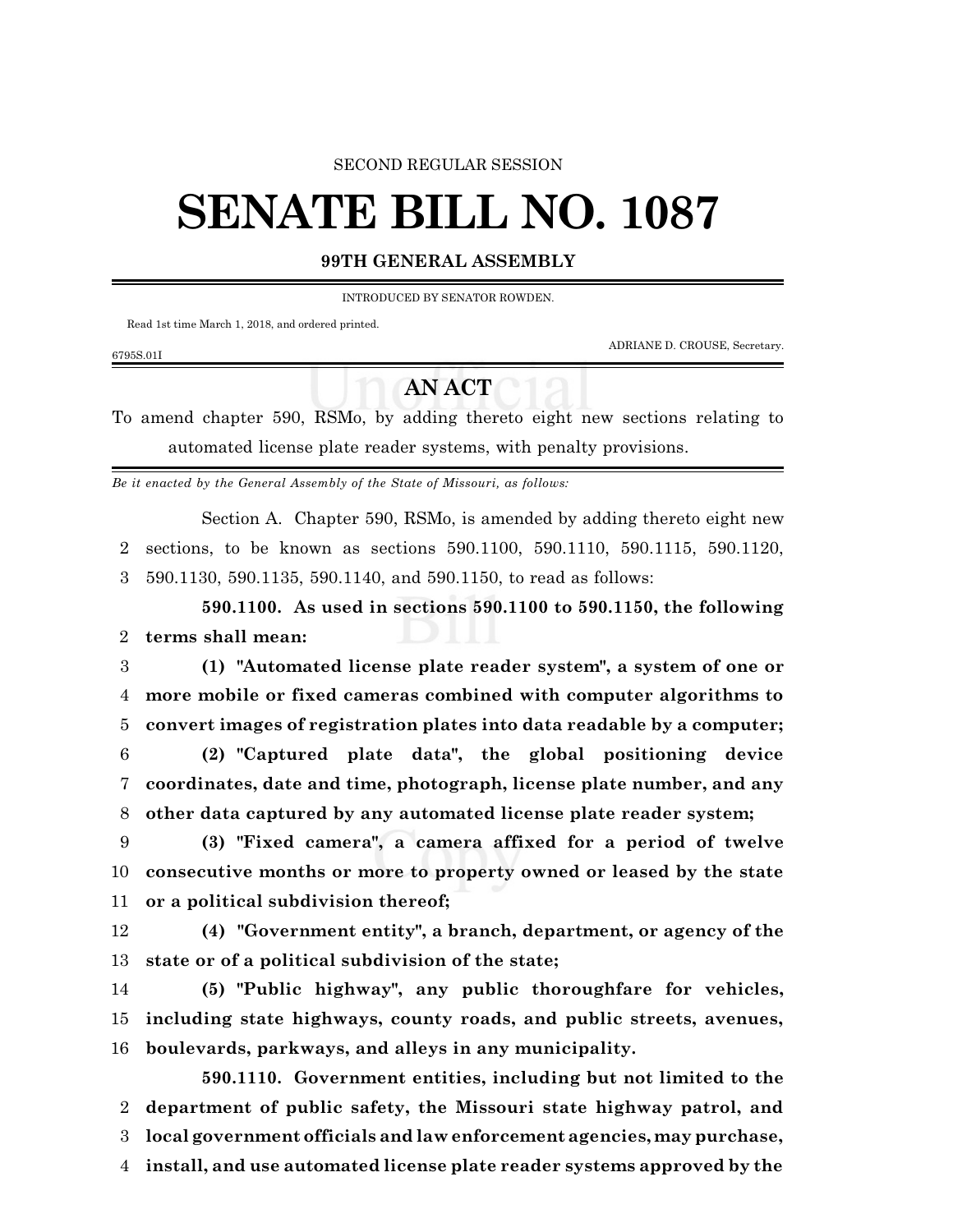SECOND REGULAR SESSION

# SENATE BILL NO. 1087

## 99TH GENERAL ASSEMBLY

INTRODUCED BY SENATOR ROWDEN.

Read 1st time March 1, 2018, and ordered printed.

ADRIANE D. CROUSE, Secretary.

6795S.01I

## AN ACT

To amend chapter 590, RSMo, by adding thereto eight new sections relating to automated license plate reader systems, with penalty provisions.

*Be it enacted by the General Assembly of the State of Missouri, as follows:*

Section A. Chapter 590, RSMo, is amended by adding thereto eight new sections, to be known as sections 590.1100, 590.1110, 590.1115, 590.1120, 590.1130, 590.1135, 590.1140, and 590.1150, to read as follows:

**590.1100. As used in sections 590.1100 to 590.1150, the following terms shall mean:**

**(1) "Automated license plate reader system", a system of one or more mobile or fixed cameras combined with computer algorithms to convert images of registration plates into data readable by a computer;**

**(2) "Captured plate data", the global positioning device coordinates, date and time, photograph, license plate number, and any other data captured by any automated license plate reader system;**

**(3) "Fixed camera", a camera affixed for a period of twelve consecutive months or more to property owned or leased by the state or a political subdivision thereof;**

**(4) "Government entity", a branch, department, or agency of the state or of a political subdivision of the state;**

**(5) "Public highway", any public thoroughfare for vehicles, including state highways, county roads, and public streets, avenues, boulevards, parkways, and alleys in any municipality.**

**590.1110. Government entities, including but not limited to the department of public safety, the Missouri state highway patrol, and local government officials and law enforcement agencies, may purchase, install, and use automated license plate reader systems approved by the**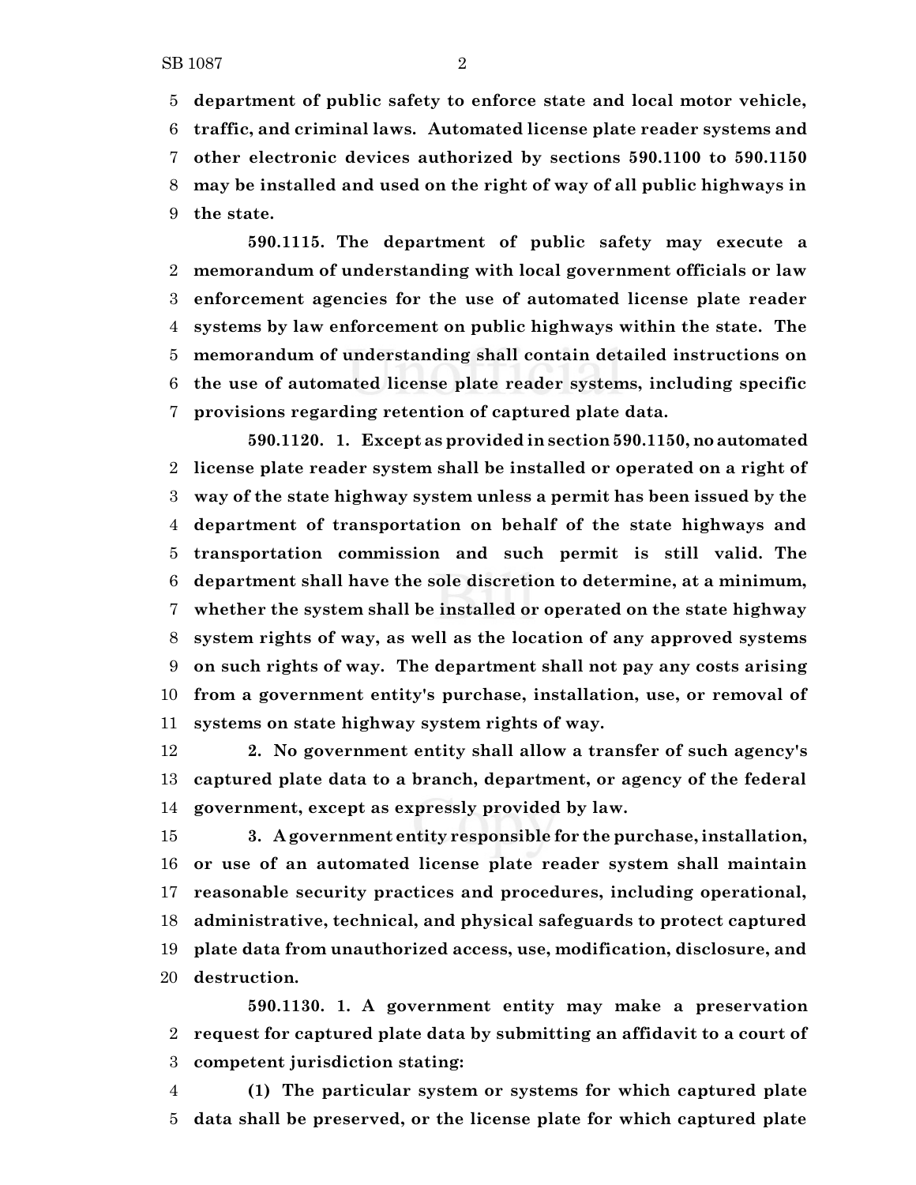**department of public safety to enforce state and local motor vehicle, traffic, and criminal laws. Automated license plate reader systems and other electronic devices authorized by sections 590.1100 to 590.1150 may be installed and used on the right of way of all public highways in the state.**

**590.1115. The department of public safety may execute a memorandum of understanding with local government officials or law enforcement agencies for the use of automated license plate reader systems by law enforcement on public highways within the state. The memorandum of understanding shall contain detailed instructions on the use of automated license plate reader systems, including specific provisions regarding retention of captured plate data.**

**590.1120. 1. Except as provided in section 590.1150, no automated license plate reader system shall be installed or operated on a right of way of the state highway system unless a permit has been issued by the department of transportation on behalf of the state highways and transportation commission and such permit is still valid. The department shall have the sole discretion to determine, at a minimum, whether the system shall be installed or operated on the state highway system rights of way, as well as the location of any approved systems on such rights of way. The department shall not pay any costs arising from a government entity's purchase, installation, use, or removal of systems on state highway system rights of way.**

**2. No government entity shall allow a transfer of such agency's captured plate data to a branch, department, or agency of the federal government, except as expressly provided by law.**

**3. A government entity responsible for the purchase, installation, or use of an automated license plate reader system shall maintain reasonable security practices and procedures, including operational, administrative, technical, and physical safeguards to protect captured plate data from unauthorized access, use, modification, disclosure, and destruction.**

**590.1130. 1. A government entity may make a preservation request for captured plate data by submitting an affidavit to a court of competent jurisdiction stating:**

**(1) The particular system or systems for which captured plate data shall be preserved, or the license plate for which captured plate**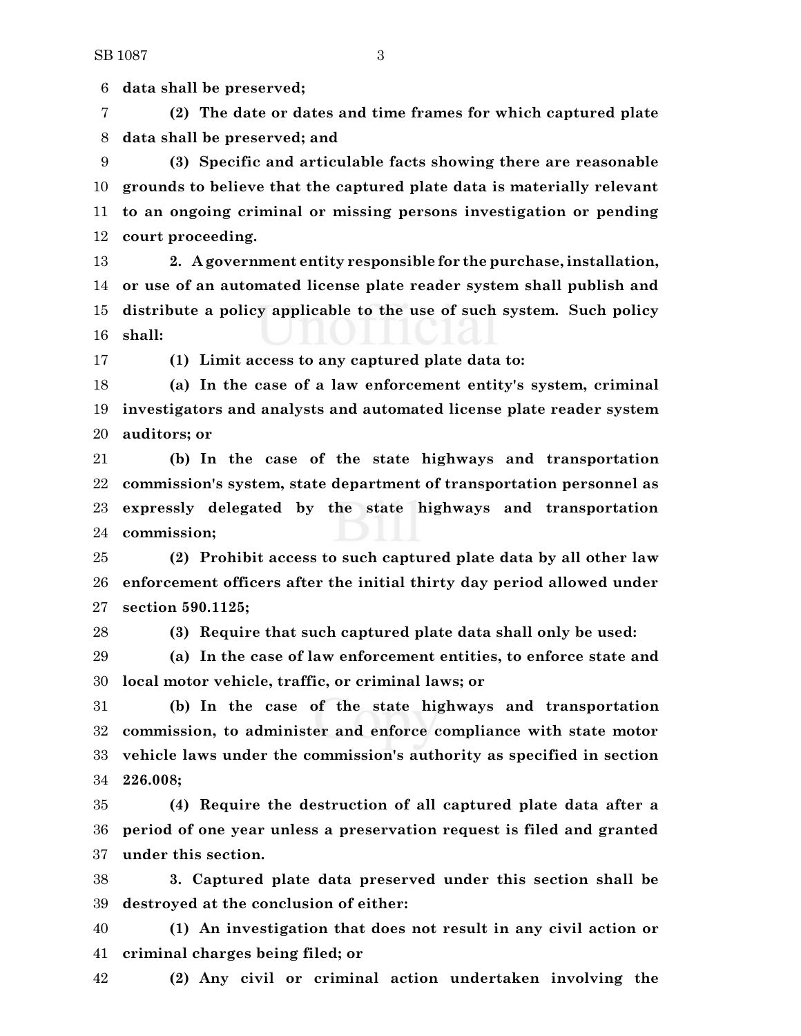**data shall be preserved;**

**(2) The date or dates and time frames for which captured plate data shall be preserved; and**

**(3) Specific and articulable facts showing there are reasonable grounds to believe that the captured plate data is materially relevant to an ongoing criminal or missing persons investigation or pending court proceeding.**

**2. A government entity responsible for the purchase, installation, or use of an automated license plate reader system shall publish and distribute a policy applicable to the use of such system. Such policy shall:**

**(1) Limit access to any captured plate data to:**

**(a) In the case of a law enforcement entity's system, criminal investigators and analysts and automated license plate reader system auditors; or**

**(b) In the case of the state highways and transportation commission's system, state department of transportation personnel as expressly delegated by the state highways and transportation commission;**

**(2) Prohibit access to such captured plate data by all other law enforcement officers after the initial thirty day period allowed under section 590.1125;**

**(3) Require that such captured plate data shall only be used:**

**(a) In the case of law enforcement entities, to enforce state and local motor vehicle, traffic, or criminal laws; or**

**(b) In the case of the state highways and transportation commission, to administer and enforce compliance with state motor vehicle laws under the commission's authority as specified in section 226.008;**

**(4) Require the destruction of all captured plate data after a period of one year unless a preservation request is filed and granted under this section.**

**3. Captured plate data preserved under this section shall be destroyed at the conclusion of either:**

**(1) An investigation that does not result in any civil action or criminal charges being filed; or**

**(2) Any civil or criminal action undertaken involving the**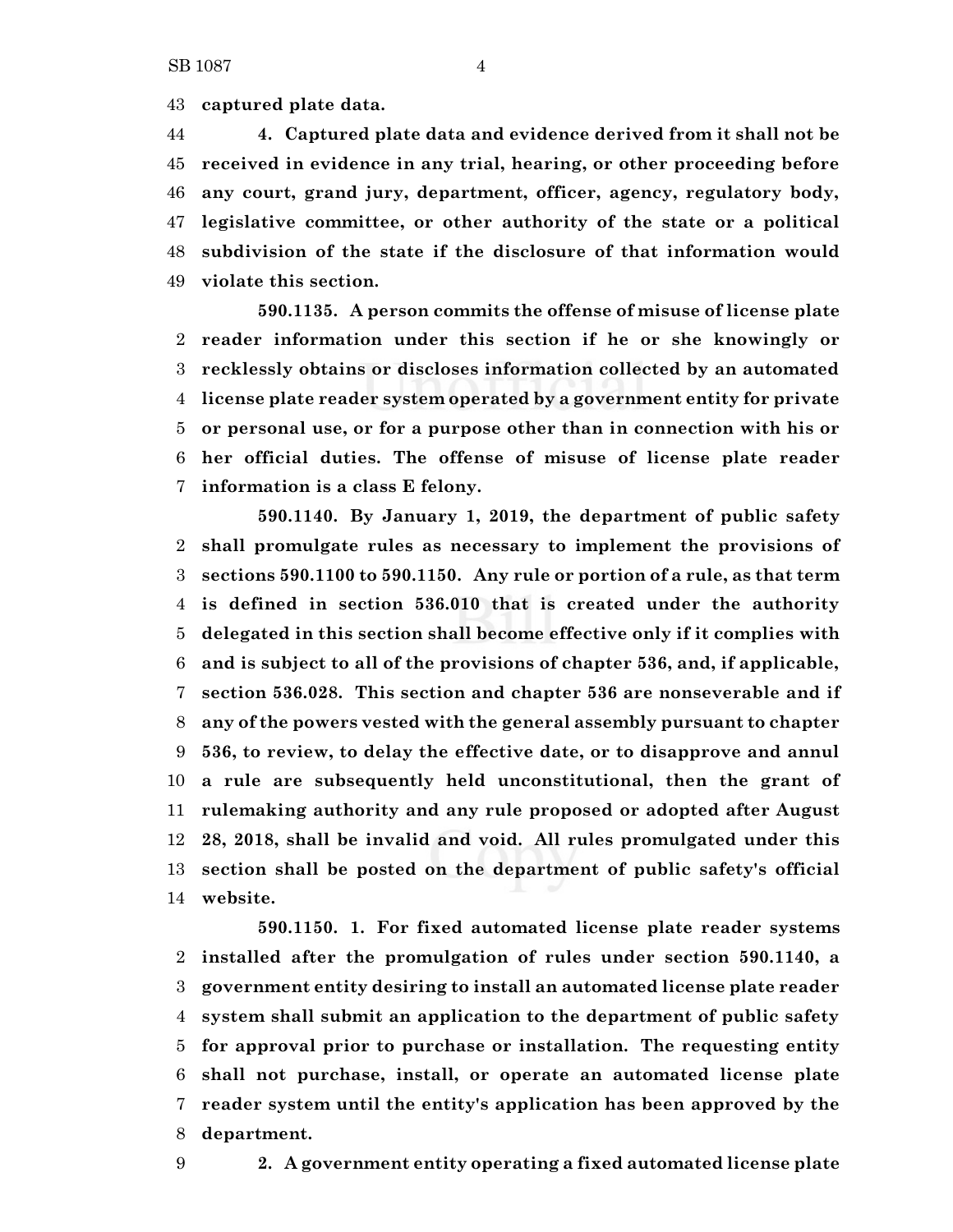**captured plate data.**

**4. Captured plate data and evidence derived from it shall not be received in evidence in any trial, hearing, or other proceeding before any court, grand jury, department, officer, agency, regulatory body, legislative committee, or other authority of the state or a political subdivision of the state if the disclosure of that information would violate this section.**

**590.1135. A person commits the offense of misuse of license plate reader information under this section if he or she knowingly or recklessly obtains or discloses information collected by an automated license plate reader system operated by a government entity for private or personal use, or for a purpose other than in connection with his or her official duties. The offense of misuse of license plate reader information is a class E felony.**

**590.1140. By January 1, 2019, the department of public safety shall promulgate rules as necessary to implement the provisions of sections 590.1100 to 590.1150. Any rule or portion of a rule, as that term is defined in section 536.010 that is created under the authority delegated in this section shall become effective only if it complies with and is subject to all of the provisions of chapter 536, and, if applicable, section 536.028. This section and chapter 536 are nonseverable and if any of the powers vested with the general assembly pursuant to chapter 536, to review, to delay the effective date, or to disapprove and annul a rule are subsequently held unconstitutional, then the grant of rulemaking authority and any rule proposed or adopted after August 28, 2018, shall be invalid and void. All rules promulgated under this section shall be posted on the department of public safety's official website.**

**590.1150. 1. For fixed automated license plate reader systems installed after the promulgation of rules under section 590.1140, a government entity desiring to install an automated license plate reader system shall submit an application to the department of public safety for approval prior to purchase or installation. The requesting entity shall not purchase, install, or operate an automated license plate reader system until the entity's application has been approved by the department.**

**2. A government entity operating a fixed automated license plate**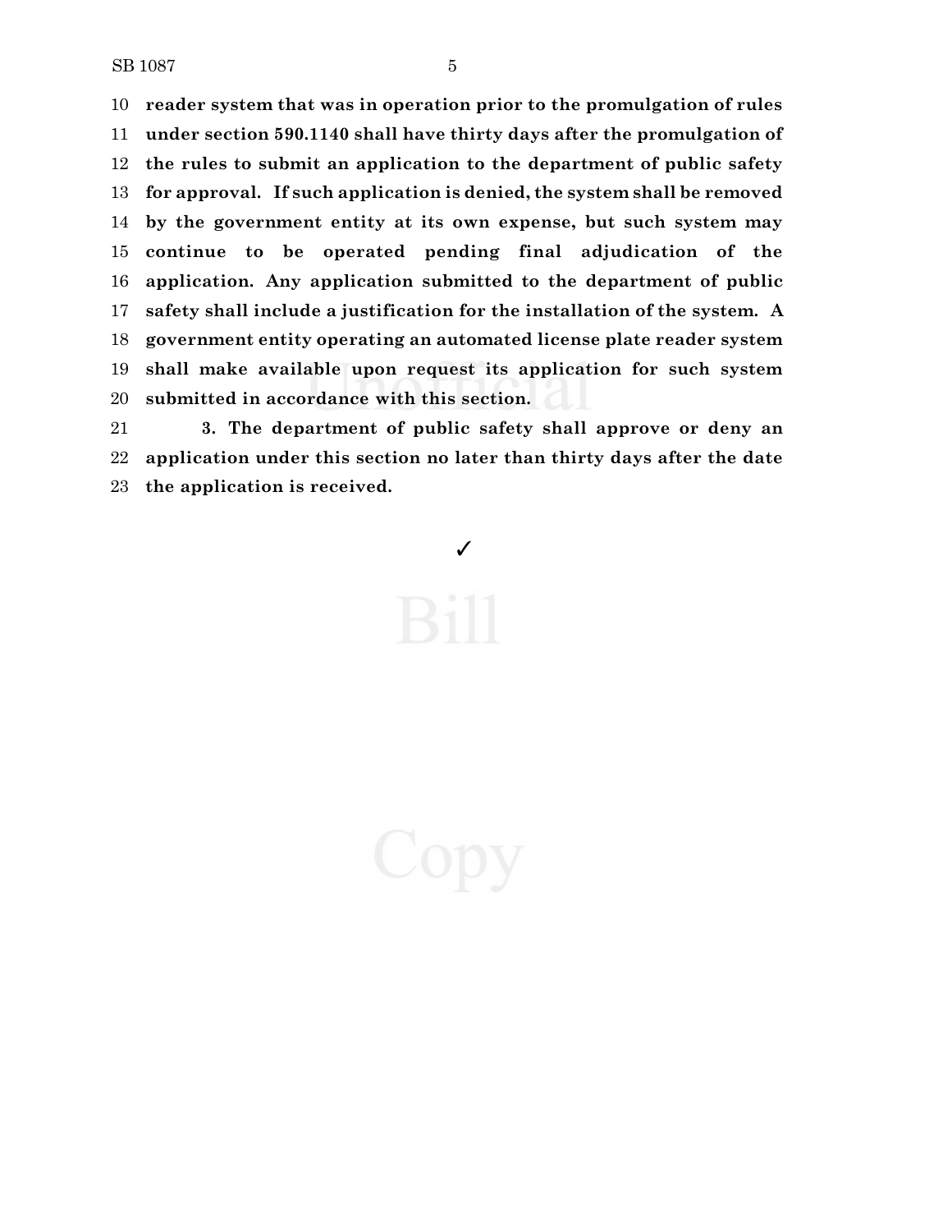**reader system that was in operation prior to the promulgation of rules under section 590.1140 shall have thirty days after the promulgation of the rules to submit an application to the department of public safety for approval. If such application is denied, the system shall be removed by the government entity at its own expense, but such system may continue to be operated pending final adjudication of the application. Any application submitted to the department of public safety shall include a justification for the installation of the system. A government entity operating an automated license plate reader system shall make available upon request its application for such system submitted in accordance with this section.**

**3. The department of public safety shall approve or deny an application under this section no later than thirty days after the date the application is received.**

✓